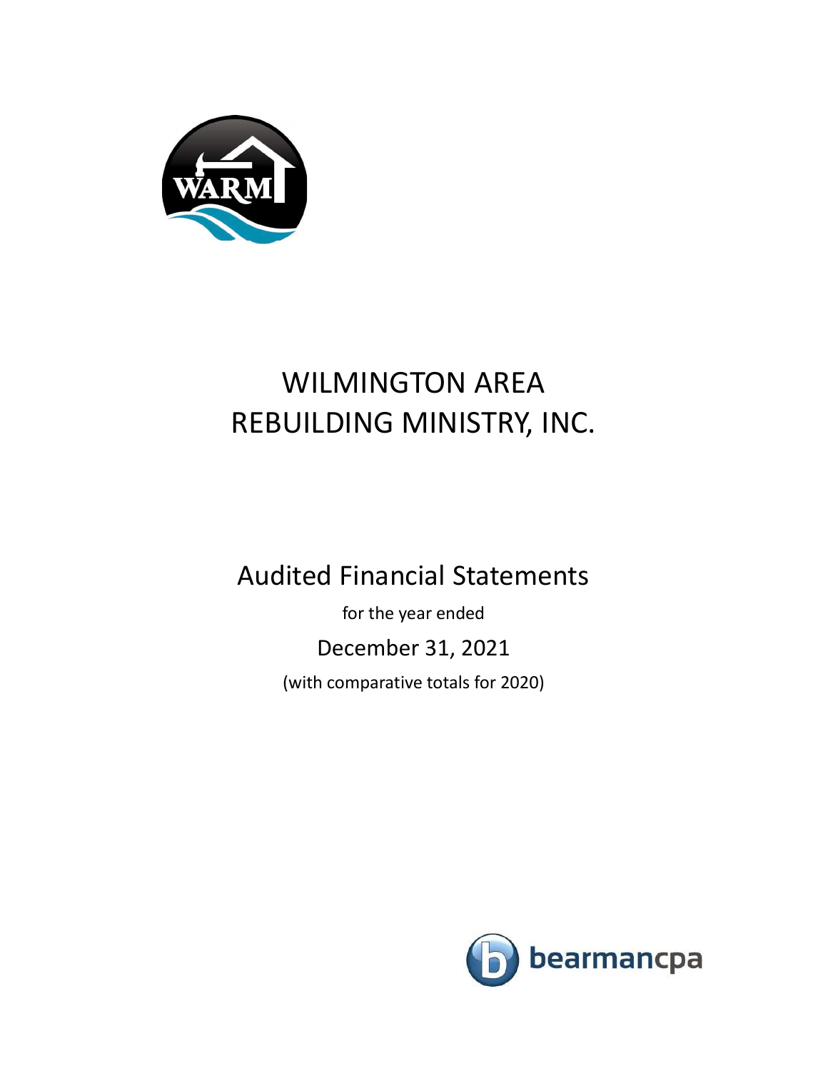# WILMINGTON AREA REBUILDING MINISTRY, INC.

## Audited Financial Statements

for the year ended

December 31, 2021

(with comparative totals for 2020)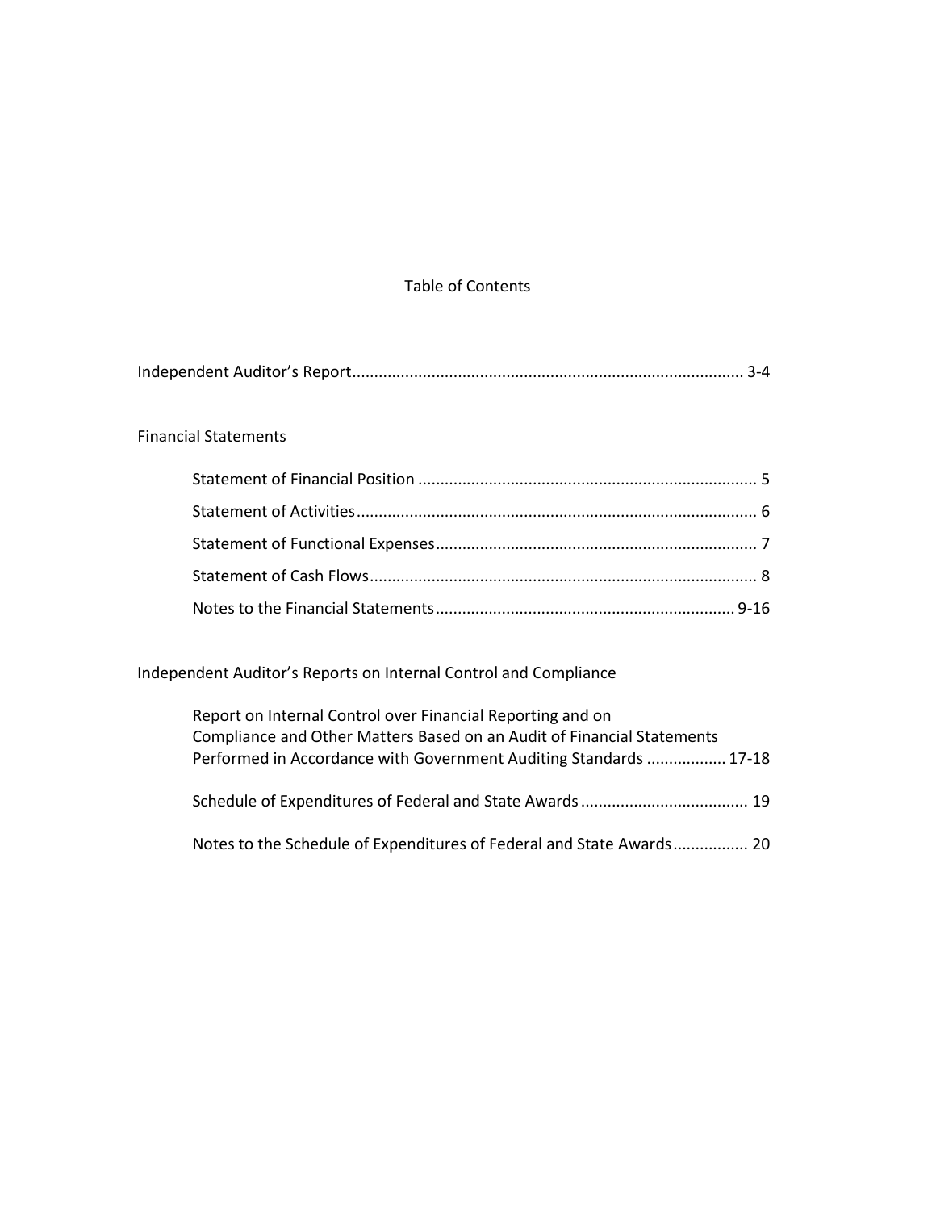# Table of Contents

Independent Auditor's Report........................................................................................ 3-4

Financial Statements

- Statement of Financial Position ............................................................................ 5
- Statement of Activities.......................................................................................... 6
- Statement of Functional Expenses........................................................................ 7
- Statement of Cash Flows....................................................................................... 8
- Notes to the Financial Statements................................................................... 9-16

Independent Auditor's Reports on Internal Control and Compliance

- Report on Internal Control over Financial Reporting and on Compliance and Other Matters Based on an Audit of Financial Statements Performed in Accordance with Government Auditing Standards .................. 17-18
- Schedule of Expenditures of Federal and State Awards...................................... 19
- Notes to the Schedule of Expenditures of Federal and State Awards................. 20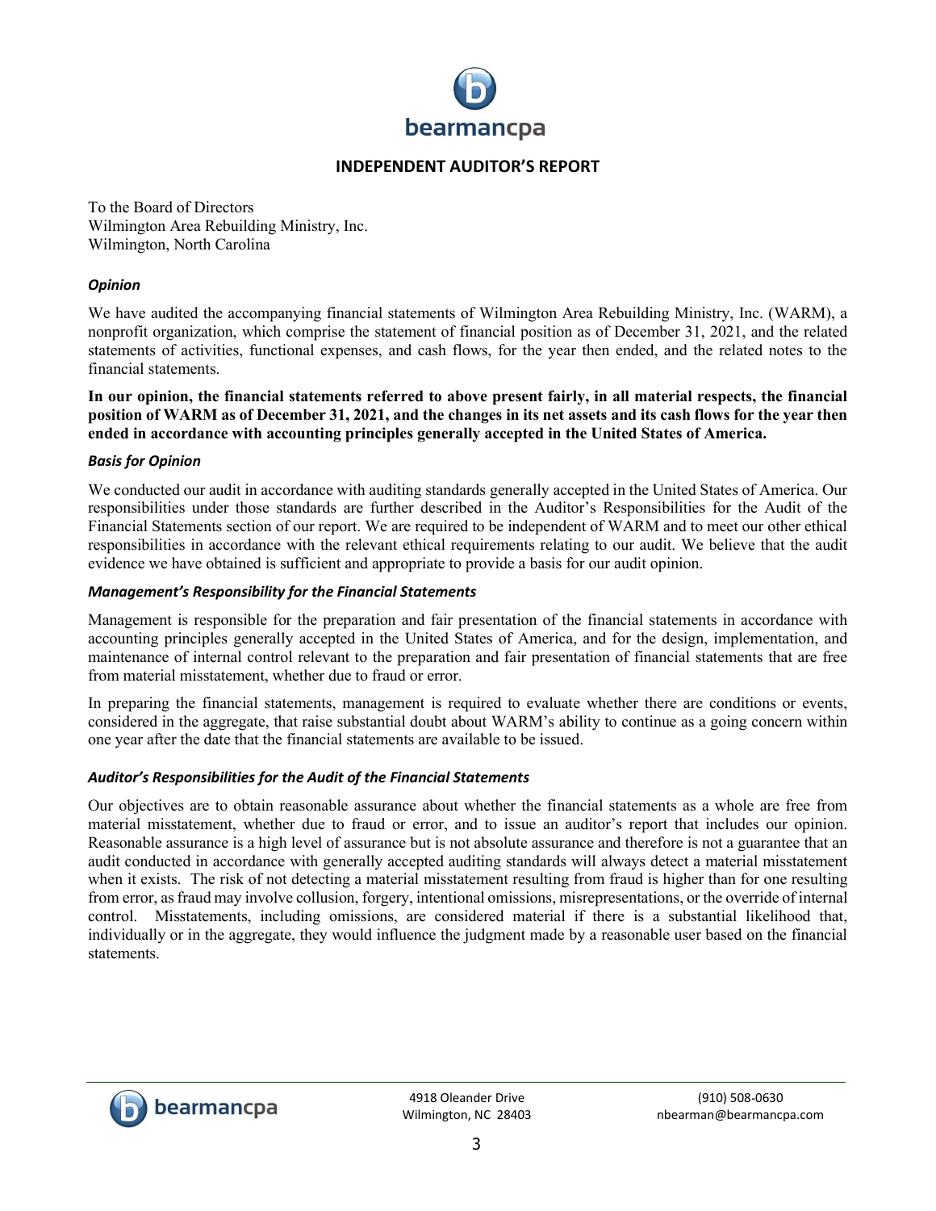# INDEPENDENT AUDITOR'S REPORT

To the Board of Directors
Wilmington Area Rebuilding Ministry, Inc.
Wilmington, North Carolina

***Opinion***

We have audited the accompanying financial statements of Wilmington Area Rebuilding Ministry, Inc. (WARM), a nonprofit organization, which comprise the statement of financial position as of December 31, 2021, and the related statements of activities, functional expenses, and cash flows, for the year then ended, and the related notes to the financial statements.

**In our opinion, the financial statements referred to above present fairly, in all material respects, the financial position of WARM as of December 31, 2021, and the changes in its net assets and its cash flows for the year then ended in accordance with accounting principles generally accepted in the United States of America.**

***Basis for Opinion***

We conducted our audit in accordance with auditing standards generally accepted in the United States of America. Our responsibilities under those standards are further described in the Auditor's Responsibilities for the Audit of the Financial Statements section of our report. We are required to be independent of WARM and to meet our other ethical responsibilities in accordance with the relevant ethical requirements relating to our audit. We believe that the audit evidence we have obtained is sufficient and appropriate to provide a basis for our audit opinion.

***Management's Responsibility for the Financial Statements***

Management is responsible for the preparation and fair presentation of the financial statements in accordance with accounting principles generally accepted in the United States of America, and for the design, implementation, and maintenance of internal control relevant to the preparation and fair presentation of financial statements that are free from material misstatement, whether due to fraud or error.

In preparing the financial statements, management is required to evaluate whether there are conditions or events, considered in the aggregate, that raise substantial doubt about WARM's ability to continue as a going concern within one year after the date that the financial statements are available to be issued.

***Auditor's Responsibilities for the Audit of the Financial Statements***

Our objectives are to obtain reasonable assurance about whether the financial statements as a whole are free from material misstatement, whether due to fraud or error, and to issue an auditor's report that includes our opinion. Reasonable assurance is a high level of assurance but is not absolute assurance and therefore is not a guarantee that an audit conducted in accordance with generally accepted auditing standards will always detect a material misstatement when it exists. The risk of not detecting a material misstatement resulting from fraud is higher than for one resulting from error, as fraud may involve collusion, forgery, intentional omissions, misrepresentations, or the override of internal control. Misstatements, including omissions, are considered material if there is a substantial likelihood that, individually or in the aggregate, they would influence the judgment made by a reasonable user based on the financial statements.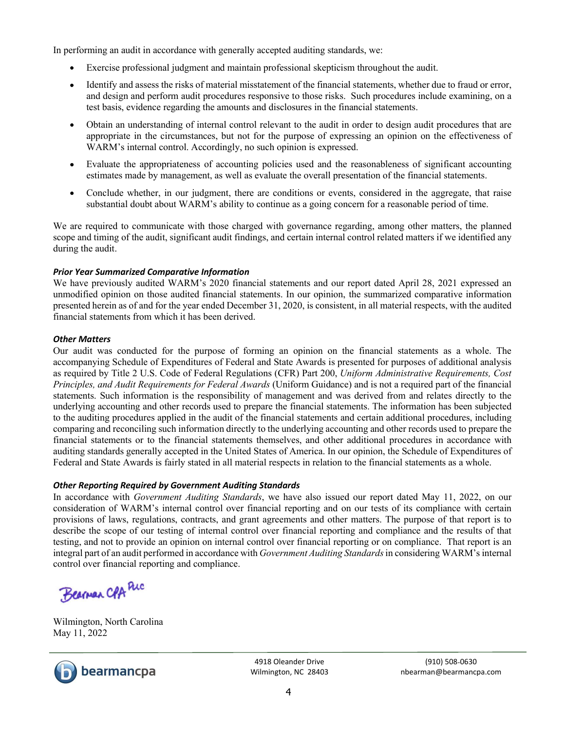In performing an audit in accordance with generally accepted auditing standards, we:

- Exercise professional judgment and maintain professional skepticism throughout the audit.
- Identify and assess the risks of material misstatement of the financial statements, whether due to fraud or error, and design and perform audit procedures responsive to those risks. Such procedures include examining, on a test basis, evidence regarding the amounts and disclosures in the financial statements.
- Obtain an understanding of internal control relevant to the audit in order to design audit procedures that are appropriate in the circumstances, but not for the purpose of expressing an opinion on the effectiveness of WARM's internal control. Accordingly, no such opinion is expressed.
- Evaluate the appropriateness of accounting policies used and the reasonableness of significant accounting estimates made by management, as well as evaluate the overall presentation of the financial statements.
- Conclude whether, in our judgment, there are conditions or events, considered in the aggregate, that raise substantial doubt about WARM's ability to continue as a going concern for a reasonable period of time.

We are required to communicate with those charged with governance regarding, among other matters, the planned scope and timing of the audit, significant audit findings, and certain internal control related matters if we identified any during the audit.

***Prior Year Summarized Comparative Information***

We have previously audited WARM's 2020 financial statements and our report dated April 28, 2021 expressed an unmodified opinion on those audited financial statements. In our opinion, the summarized comparative information presented herein as of and for the year ended December 31, 2020, is consistent, in all material respects, with the audited financial statements from which it has been derived.

***Other Matters***

Our audit was conducted for the purpose of forming an opinion on the financial statements as a whole. The accompanying Schedule of Expenditures of Federal and State Awards is presented for purposes of additional analysis as required by Title 2 U.S. Code of Federal Regulations (CFR) Part 200, *Uniform Administrative Requirements, Cost Principles, and Audit Requirements for Federal Awards* (Uniform Guidance) and is not a required part of the financial statements. Such information is the responsibility of management and was derived from and relates directly to the underlying accounting and other records used to prepare the financial statements. The information has been subjected to the auditing procedures applied in the audit of the financial statements and certain additional procedures, including comparing and reconciling such information directly to the underlying accounting and other records used to prepare the financial statements or to the financial statements themselves, and other additional procedures in accordance with auditing standards generally accepted in the United States of America. In our opinion, the Schedule of Expenditures of Federal and State Awards is fairly stated in all material respects in relation to the financial statements as a whole.

***Other Reporting Required by Government Auditing Standards***

In accordance with *Government Auditing Standards*, we have also issued our report dated May 11, 2022, on our consideration of WARM's internal control over financial reporting and on our tests of its compliance with certain provisions of laws, regulations, contracts, and grant agreements and other matters. The purpose of that report is to describe the scope of our testing of internal control over financial reporting and compliance and the results of that testing, and not to provide an opinion on internal control over financial reporting or on compliance. That report is an integral part of an audit performed in accordance with *Government Auditing Standards* in considering WARM's internal control over financial reporting and compliance.

Bearman CPA PLLC

Wilmington, North Carolina
May 11, 2022

bearmancpa | 4918 Oleander Drive, Wilmington, NC 28403 | (910) 508-0630 | nbearman@bearmancpa.com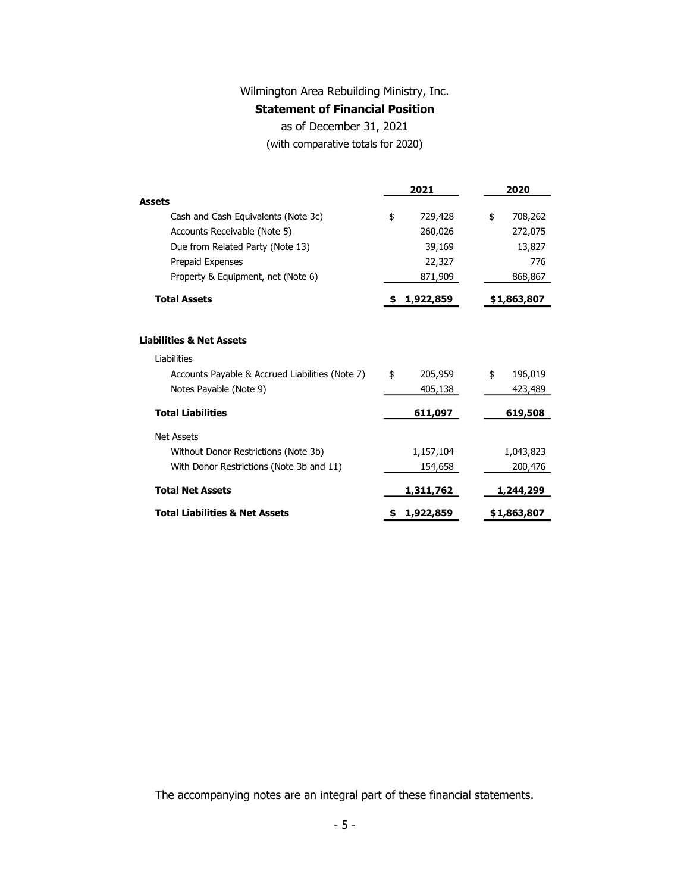Wilmington Area Rebuilding Ministry, Inc.

**Statement of Financial Position**

as of December 31, 2021

(with comparative totals for 2020)

| | 2021 | 2020 |
|---|---|---|
| **Assets** | | |
| Cash and Cash Equivalents (Note 3c) | $ 729,428 | $ 708,262 |
| Accounts Receivable (Note 5) | 260,026 | 272,075 |
| Due from Related Party (Note 13) | 39,169 | 13,827 |
| Prepaid Expenses | 22,327 | 776 |
| Property & Equipment, net (Note 6) | 871,909 | 868,867 |
| **Total Assets** | **$ 1,922,859** | **$1,863,807** |
| | | |
| **Liabilities & Net Assets** | | |
| Liabilities | | |
| Accounts Payable & Accrued Liabilities (Note 7) | $ 205,959 | $ 196,019 |
| Notes Payable (Note 9) | 405,138 | 423,489 |
| **Total Liabilities** | **611,097** | **619,508** |
| Net Assets | | |
| Without Donor Restrictions (Note 3b) | 1,157,104 | 1,043,823 |
| With Donor Restrictions (Note 3b and 11) | 154,658 | 200,476 |
| **Total Net Assets** | **1,311,762** | **1,244,299** |
| **Total Liabilities & Net Assets** | **$ 1,922,859** | **$1,863,807** |

The accompanying notes are an integral part of these financial statements.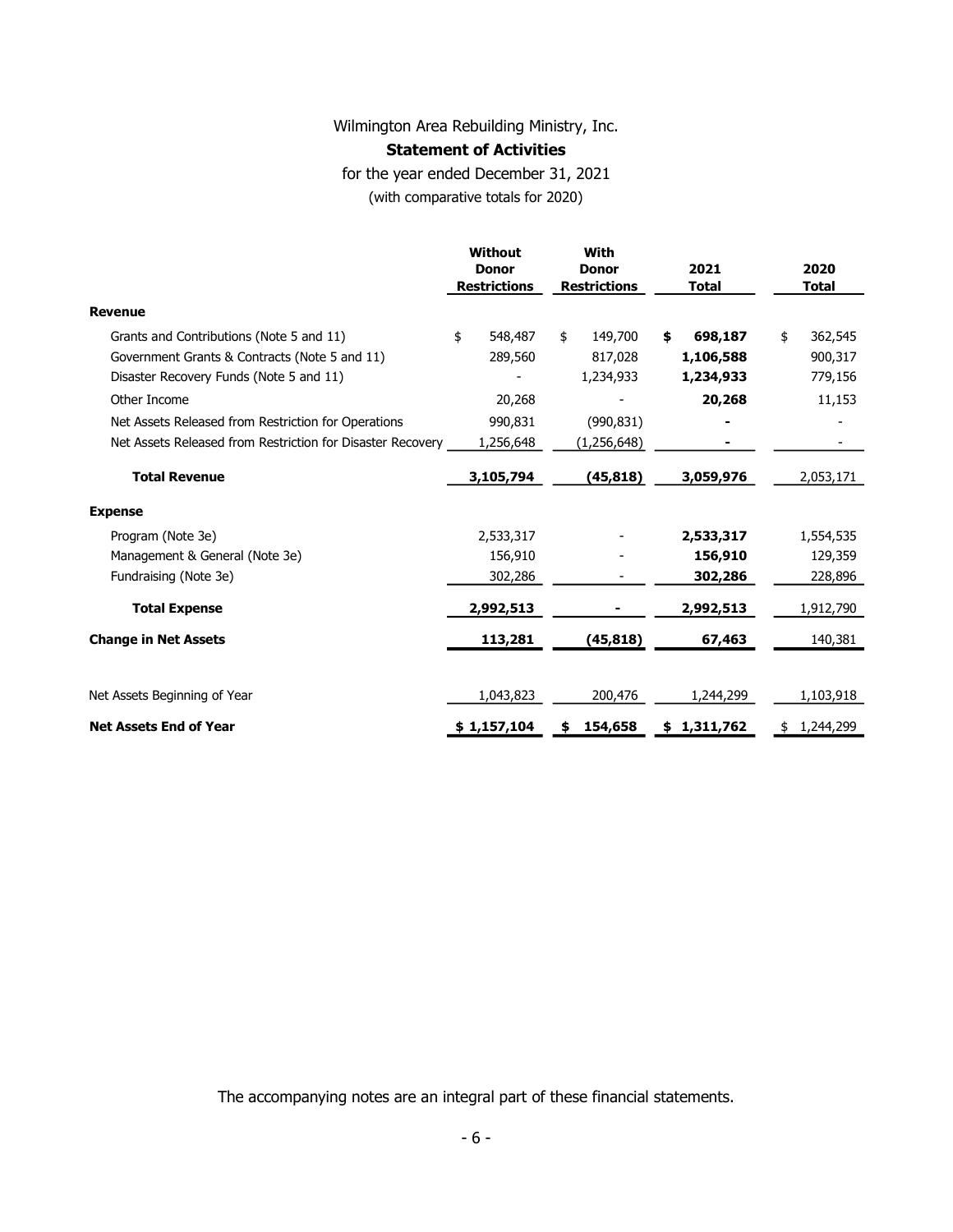Wilmington Area Rebuilding Ministry, Inc.

# Statement of Activities

for the year ended December 31, 2021

(with comparative totals for 2020)

| | Without Donor Restrictions | With Donor Restrictions | 2021 Total | 2020 Total |
|---|---|---|---|---|
| **Revenue** | | | | |
| Grants and Contributions (Note 5 and 11) | $ 548,487 | $ 149,700 | **$ 698,187** | $ 362,545 |
| Government Grants & Contracts (Note 5 and 11) | 289,560 | 817,028 | **1,106,588** | 900,317 |
| Disaster Recovery Funds (Note 5 and 11) | - | 1,234,933 | **1,234,933** | 779,156 |
| Other Income | 20,268 | - | **20,268** | 11,153 |
| Net Assets Released from Restriction for Operations | 990,831 | (990,831) | **-** | - |
| Net Assets Released from Restriction for Disaster Recovery | 1,256,648 | (1,256,648) | **-** | - |
| **Total Revenue** | **3,105,794** | **(45,818)** | **3,059,976** | 2,053,171 |
| **Expense** | | | | |
| Program (Note 3e) | 2,533,317 | - | **2,533,317** | 1,554,535 |
| Management & General (Note 3e) | 156,910 | - | **156,910** | 129,359 |
| Fundraising (Note 3e) | 302,286 | - | **302,286** | 228,896 |
| **Total Expense** | **2,992,513** | **-** | **2,992,513** | 1,912,790 |
| **Change in Net Assets** | **113,281** | **(45,818)** | **67,463** | 140,381 |
| Net Assets Beginning of Year | 1,043,823 | 200,476 | 1,244,299 | 1,103,918 |
| **Net Assets End of Year** | **$ 1,157,104** | **$ 154,658** | **$ 1,311,762** | $ 1,244,299 |

The accompanying notes are an integral part of these financial statements.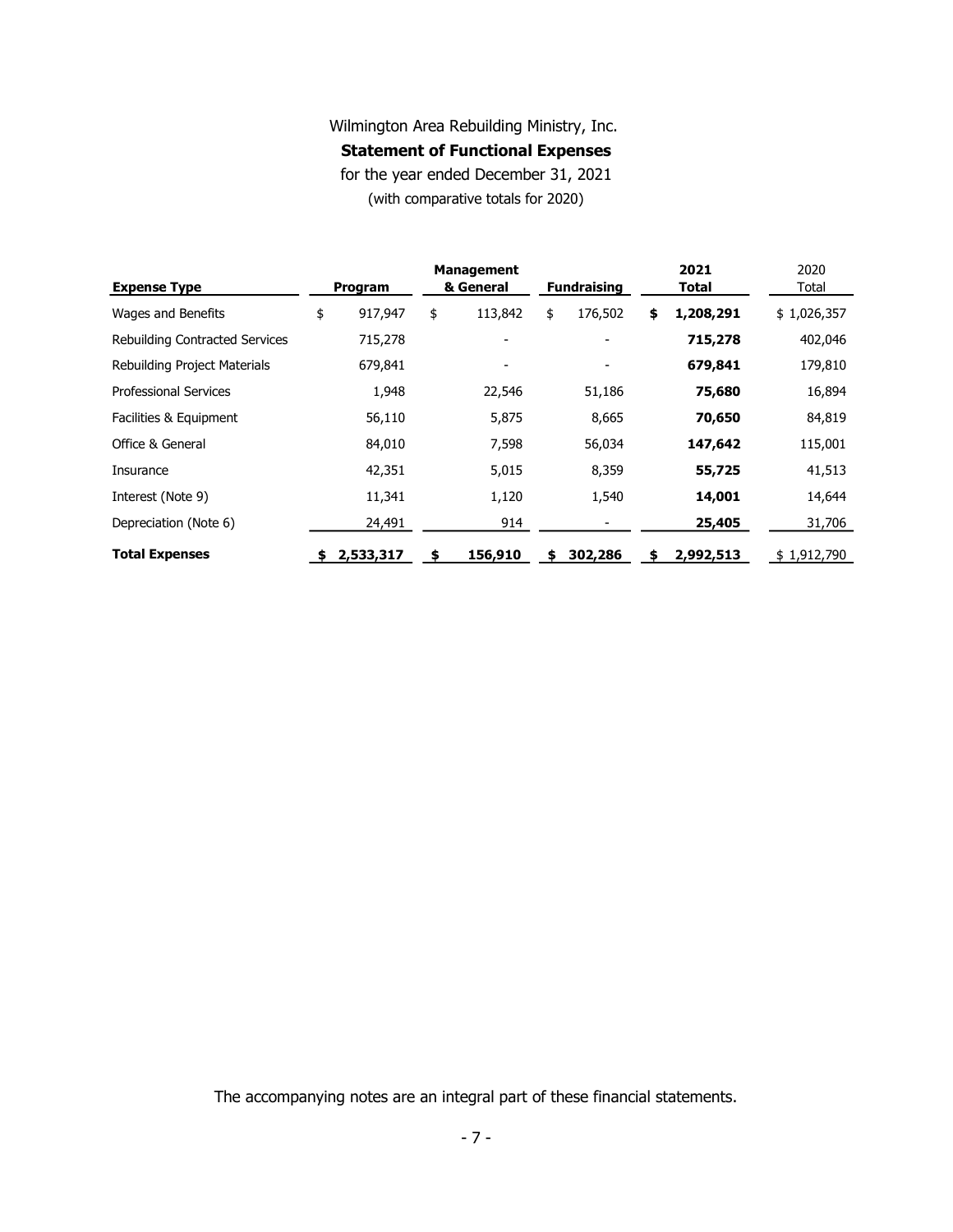Wilmington Area Rebuilding Ministry, Inc.

**Statement of Functional Expenses**

for the year ended December 31, 2021

(with comparative totals for 2020)

| **Expense Type** | **Program** | **Management & General** | **Fundraising** | **2021 Total** | 2020 Total |
|---|---|---|---|---|---|
| Wages and Benefits | $ 917,947 | $ 113,842 | $ 176,502 | **$ 1,208,291** | $ 1,026,357 |
| Rebuilding Contracted Services | 715,278 | - | - | **715,278** | 402,046 |
| Rebuilding Project Materials | 679,841 | - | - | **679,841** | 179,810 |
| Professional Services | 1,948 | 22,546 | 51,186 | **75,680** | 16,894 |
| Facilities & Equipment | 56,110 | 5,875 | 8,665 | **70,650** | 84,819 |
| Office & General | 84,010 | 7,598 | 56,034 | **147,642** | 115,001 |
| Insurance | 42,351 | 5,015 | 8,359 | **55,725** | 41,513 |
| Interest (Note 9) | 11,341 | 1,120 | 1,540 | **14,001** | 14,644 |
| Depreciation (Note 6) | 24,491 | 914 | - | **25,405** | 31,706 |
| **Total Expenses** | **$ 2,533,317** | **$ 156,910** | **$ 302,286** | **$ 2,992,513** | $ 1,912,790 |

The accompanying notes are an integral part of these financial statements.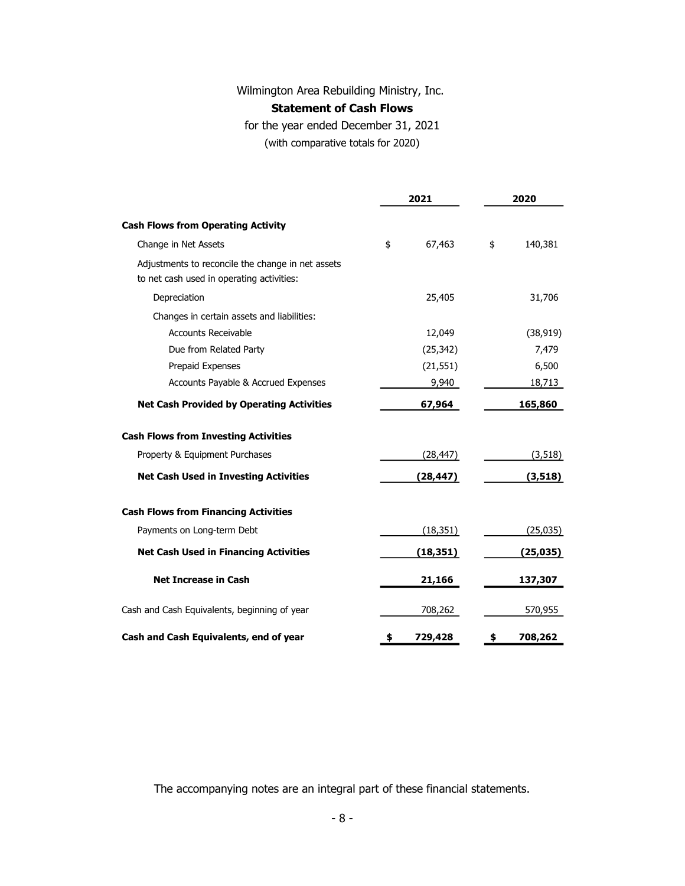Wilmington Area Rebuilding Ministry, Inc.

**Statement of Cash Flows**

for the year ended December 31, 2021

(with comparative totals for 2020)

| | 2021 | 2020 |
|---|---|---|
| **Cash Flows from Operating Activity** | | |
| Change in Net Assets | $ 67,463 | $ 140,381 |
| Adjustments to reconcile the change in net assets to net cash used in operating activities: | | |
| Depreciation | 25,405 | 31,706 |
| Changes in certain assets and liabilities: | | |
| Accounts Receivable | 12,049 | (38,919) |
| Due from Related Party | (25,342) | 7,479 |
| Prepaid Expenses | (21,551) | 6,500 |
| Accounts Payable & Accrued Expenses | 9,940 | 18,713 |
| **Net Cash Provided by Operating Activities** | **67,964** | **165,860** |
| **Cash Flows from Investing Activities** | | |
| Property & Equipment Purchases | (28,447) | (3,518) |
| **Net Cash Used in Investing Activities** | **(28,447)** | **(3,518)** |
| **Cash Flows from Financing Activities** | | |
| Payments on Long-term Debt | (18,351) | (25,035) |
| **Net Cash Used in Financing Activities** | **(18,351)** | **(25,035)** |
| **Net Increase in Cash** | **21,166** | **137,307** |
| Cash and Cash Equivalents, beginning of year | 708,262 | 570,955 |
| **Cash and Cash Equivalents, end of year** | **$ 729,428** | **$ 708,262** |

The accompanying notes are an integral part of these financial statements.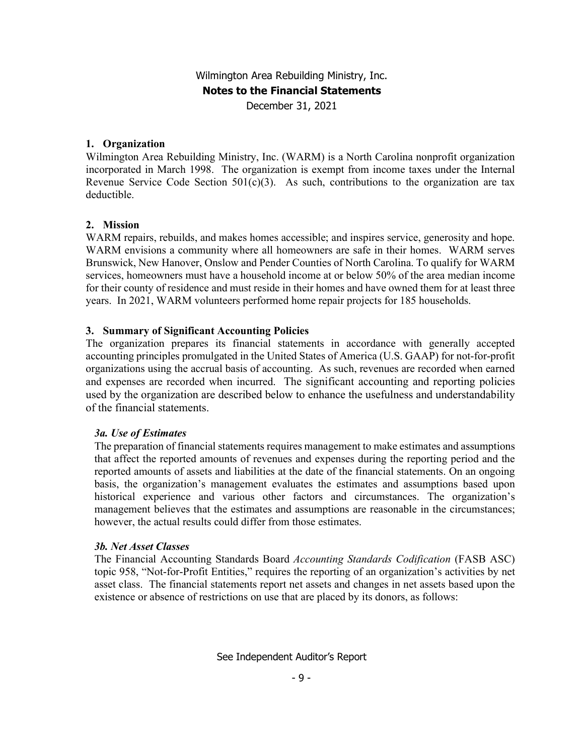# Wilmington Area Rebuilding Ministry, Inc.
## Notes to the Financial Statements
December 31, 2021

### 1. Organization

Wilmington Area Rebuilding Ministry, Inc. (WARM) is a North Carolina nonprofit organization incorporated in March 1998. The organization is exempt from income taxes under the Internal Revenue Service Code Section 501(c)(3). As such, contributions to the organization are tax deductible.

### 2. Mission

WARM repairs, rebuilds, and makes homes accessible; and inspires service, generosity and hope. WARM envisions a community where all homeowners are safe in their homes. WARM serves Brunswick, New Hanover, Onslow and Pender Counties of North Carolina. To qualify for WARM services, homeowners must have a household income at or below 50% of the area median income for their county of residence and must reside in their homes and have owned them for at least three years. In 2021, WARM volunteers performed home repair projects for 185 households.

### 3. Summary of Significant Accounting Policies

The organization prepares its financial statements in accordance with generally accepted accounting principles promulgated in the United States of America (U.S. GAAP) for not-for-profit organizations using the accrual basis of accounting. As such, revenues are recorded when earned and expenses are recorded when incurred. The significant accounting and reporting policies used by the organization are described below to enhance the usefulness and understandability of the financial statements.

#### *3a. Use of Estimates*

The preparation of financial statements requires management to make estimates and assumptions that affect the reported amounts of revenues and expenses during the reporting period and the reported amounts of assets and liabilities at the date of the financial statements. On an ongoing basis, the organization's management evaluates the estimates and assumptions based upon historical experience and various other factors and circumstances. The organization's management believes that the estimates and assumptions are reasonable in the circumstances; however, the actual results could differ from those estimates.

#### *3b. Net Asset Classes*

The Financial Accounting Standards Board *Accounting Standards Codification* (FASB ASC) topic 958, "Not-for-Profit Entities," requires the reporting of an organization's activities by net asset class. The financial statements report net assets and changes in net assets based upon the existence or absence of restrictions on use that are placed by its donors, as follows:

See Independent Auditor's Report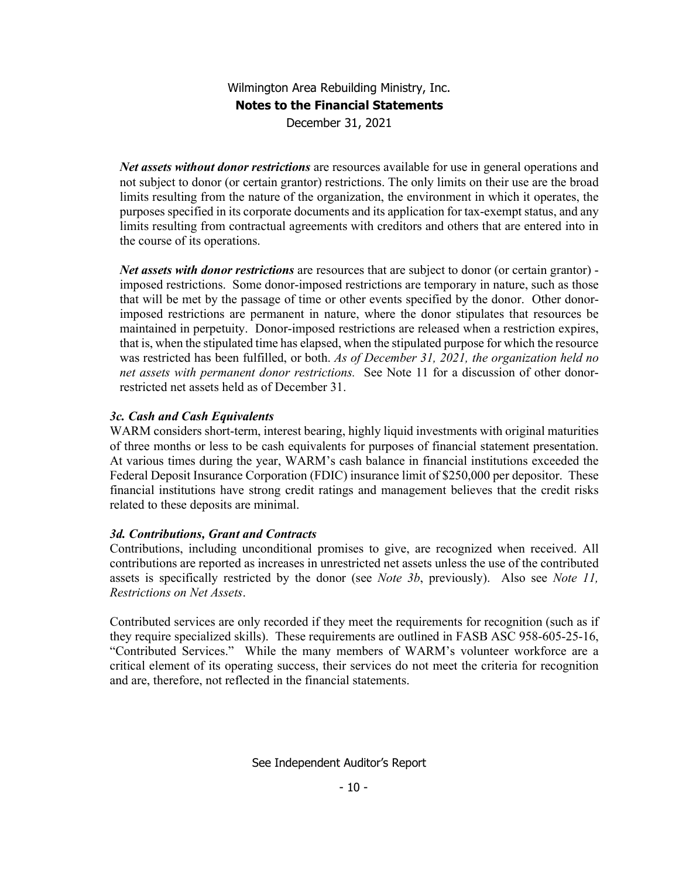***Net assets without donor restrictions*** are resources available for use in general operations and not subject to donor (or certain grantor) restrictions. The only limits on their use are the broad limits resulting from the nature of the organization, the environment in which it operates, the purposes specified in its corporate documents and its application for tax-exempt status, and any limits resulting from contractual agreements with creditors and others that are entered into in the course of its operations.

***Net assets with donor restrictions*** are resources that are subject to donor (or certain grantor) - imposed restrictions. Some donor-imposed restrictions are temporary in nature, such as those that will be met by the passage of time or other events specified by the donor. Other donor-imposed restrictions are permanent in nature, where the donor stipulates that resources be maintained in perpetuity. Donor-imposed restrictions are released when a restriction expires, that is, when the stipulated time has elapsed, when the stipulated purpose for which the resource was restricted has been fulfilled, or both. *As of December 31, 2021, the organization held no net assets with permanent donor restrictions.* See Note 11 for a discussion of other donor-restricted net assets held as of December 31.

### *3c. Cash and Cash Equivalents*

WARM considers short-term, interest bearing, highly liquid investments with original maturities of three months or less to be cash equivalents for purposes of financial statement presentation. At various times during the year, WARM's cash balance in financial institutions exceeded the Federal Deposit Insurance Corporation (FDIC) insurance limit of $250,000 per depositor. These financial institutions have strong credit ratings and management believes that the credit risks related to these deposits are minimal.

### *3d. Contributions, Grant and Contracts*

Contributions, including unconditional promises to give, are recognized when received. All contributions are reported as increases in unrestricted net assets unless the use of the contributed assets is specifically restricted by the donor (see *Note 3b*, previously). Also see *Note 11, Restrictions on Net Assets*.

Contributed services are only recorded if they meet the requirements for recognition (such as if they require specialized skills). These requirements are outlined in FASB ASC 958-605-25-16, "Contributed Services." While the many members of WARM's volunteer workforce are a critical element of its operating success, their services do not meet the criteria for recognition and are, therefore, not reflected in the financial statements.

See Independent Auditor's Report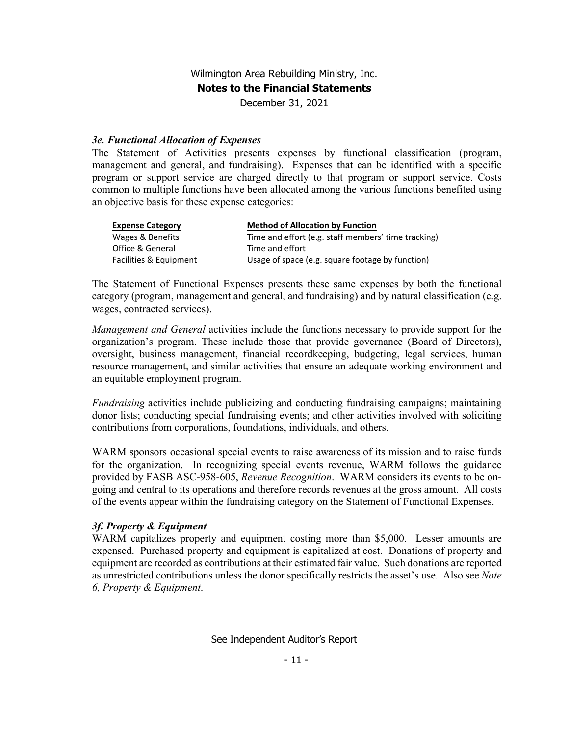Wilmington Area Rebuilding Ministry, Inc.
**Notes to the Financial Statements**
December 31, 2021

### *3e. Functional Allocation of Expenses*

The Statement of Activities presents expenses by functional classification (program, management and general, and fundraising). Expenses that can be identified with a specific program or support service are charged directly to that program or support service. Costs common to multiple functions have been allocated among the various functions benefited using an objective basis for these expense categories:

| Expense Category | Method of Allocation by Function |
|---|---|
| Wages & Benefits | Time and effort (e.g. staff members' time tracking) |
| Office & General | Time and effort |
| Facilities & Equipment | Usage of space (e.g. square footage by function) |

The Statement of Functional Expenses presents these same expenses by both the functional category (program, management and general, and fundraising) and by natural classification (e.g. wages, contracted services).

*Management and General* activities include the functions necessary to provide support for the organization's program. These include those that provide governance (Board of Directors), oversight, business management, financial recordkeeping, budgeting, legal services, human resource management, and similar activities that ensure an adequate working environment and an equitable employment program.

*Fundraising* activities include publicizing and conducting fundraising campaigns; maintaining donor lists; conducting special fundraising events; and other activities involved with soliciting contributions from corporations, foundations, individuals, and others.

WARM sponsors occasional special events to raise awareness of its mission and to raise funds for the organization. In recognizing special events revenue, WARM follows the guidance provided by FASB ASC-958-605, *Revenue Recognition*. WARM considers its events to be on-going and central to its operations and therefore records revenues at the gross amount. All costs of the events appear within the fundraising category on the Statement of Functional Expenses.

### *3f. Property & Equipment*

WARM capitalizes property and equipment costing more than $5,000. Lesser amounts are expensed. Purchased property and equipment is capitalized at cost. Donations of property and equipment are recorded as contributions at their estimated fair value. Such donations are reported as unrestricted contributions unless the donor specifically restricts the asset's use. Also see *Note 6, Property & Equipment*.

See Independent Auditor's Report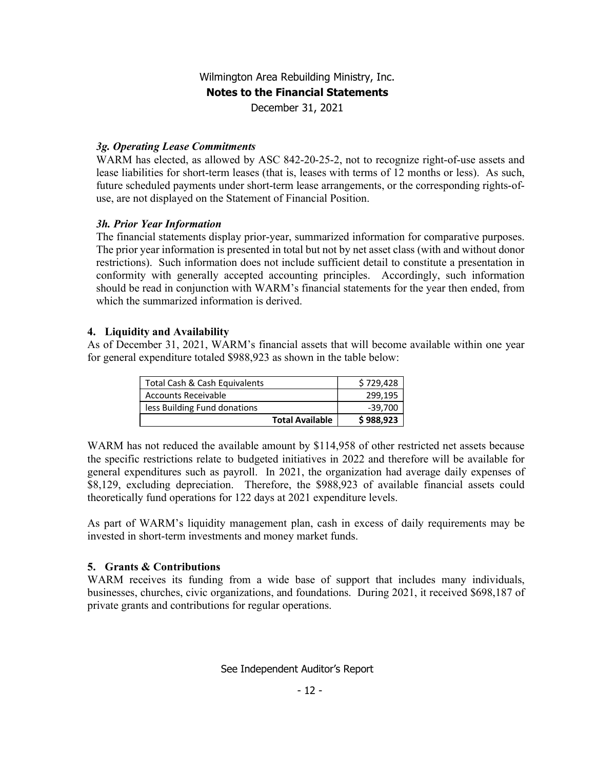Wilmington Area Rebuilding Ministry, Inc.

**Notes to the Financial Statements**

December 31, 2021

### *3g. Operating Lease Commitments*

WARM has elected, as allowed by ASC 842-20-25-2, not to recognize right-of-use assets and lease liabilities for short-term leases (that is, leases with terms of 12 months or less). As such, future scheduled payments under short-term lease arrangements, or the corresponding rights-of-use, are not displayed on the Statement of Financial Position.

### *3h. Prior Year Information*

The financial statements display prior-year, summarized information for comparative purposes. The prior year information is presented in total but not by net asset class (with and without donor restrictions). Such information does not include sufficient detail to constitute a presentation in conformity with generally accepted accounting principles. Accordingly, such information should be read in conjunction with WARM's financial statements for the year then ended, from which the summarized information is derived.

## 4. Liquidity and Availability

As of December 31, 2021, WARM's financial assets that will become available within one year for general expenditure totaled \$988,923 as shown in the table below:

| | |
|---|---|
| Total Cash & Cash Equivalents | \$ 729,428 |
| Accounts Receivable | 299,195 |
| less Building Fund donations | -39,700 |
| **Total Available** | **\$ 988,923** |

WARM has not reduced the available amount by \$114,958 of other restricted net assets because the specific restrictions relate to budgeted initiatives in 2022 and therefore will be available for general expenditures such as payroll. In 2021, the organization had average daily expenses of \$8,129, excluding depreciation. Therefore, the \$988,923 of available financial assets could theoretically fund operations for 122 days at 2021 expenditure levels.

As part of WARM's liquidity management plan, cash in excess of daily requirements may be invested in short-term investments and money market funds.

## 5. Grants & Contributions

WARM receives its funding from a wide base of support that includes many individuals, businesses, churches, civic organizations, and foundations. During 2021, it received \$698,187 of private grants and contributions for regular operations.

See Independent Auditor's Report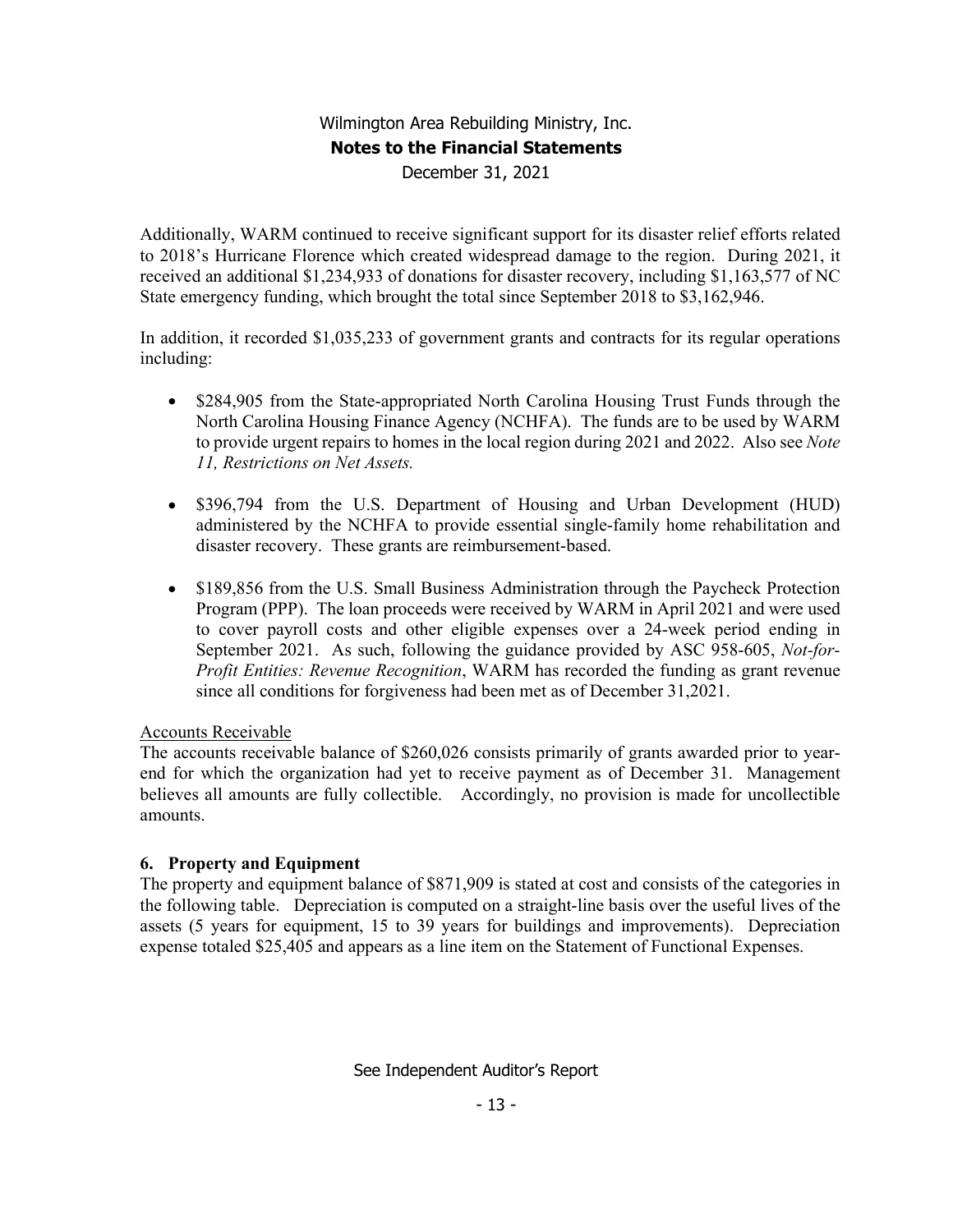Additionally, WARM continued to receive significant support for its disaster relief efforts related to 2018's Hurricane Florence which created widespread damage to the region. During 2021, it received an additional $1,234,933 of donations for disaster recovery, including $1,163,577 of NC State emergency funding, which brought the total since September 2018 to $3,162,946.

In addition, it recorded $1,035,233 of government grants and contracts for its regular operations including:

- $284,905 from the State-appropriated North Carolina Housing Trust Funds through the North Carolina Housing Finance Agency (NCHFA). The funds are to be used by WARM to provide urgent repairs to homes in the local region during 2021 and 2022. Also see *Note 11, Restrictions on Net Assets.*

- $396,794 from the U.S. Department of Housing and Urban Development (HUD) administered by the NCHFA to provide essential single-family home rehabilitation and disaster recovery. These grants are reimbursement-based.

- $189,856 from the U.S. Small Business Administration through the Paycheck Protection Program (PPP). The loan proceeds were received by WARM in April 2021 and were used to cover payroll costs and other eligible expenses over a 24-week period ending in September 2021. As such, following the guidance provided by ASC 958-605, *Not-for-Profit Entities: Revenue Recognition*, WARM has recorded the funding as grant revenue since all conditions for forgiveness had been met as of December 31,2021.

Accounts Receivable

The accounts receivable balance of $260,026 consists primarily of grants awarded prior to year-end for which the organization had yet to receive payment as of December 31. Management believes all amounts are fully collectible. Accordingly, no provision is made for uncollectible amounts.

## 6. Property and Equipment

The property and equipment balance of $871,909 is stated at cost and consists of the categories in the following table. Depreciation is computed on a straight-line basis over the useful lives of the assets (5 years for equipment, 15 to 39 years for buildings and improvements). Depreciation expense totaled $25,405 and appears as a line item on the Statement of Functional Expenses.

See Independent Auditor's Report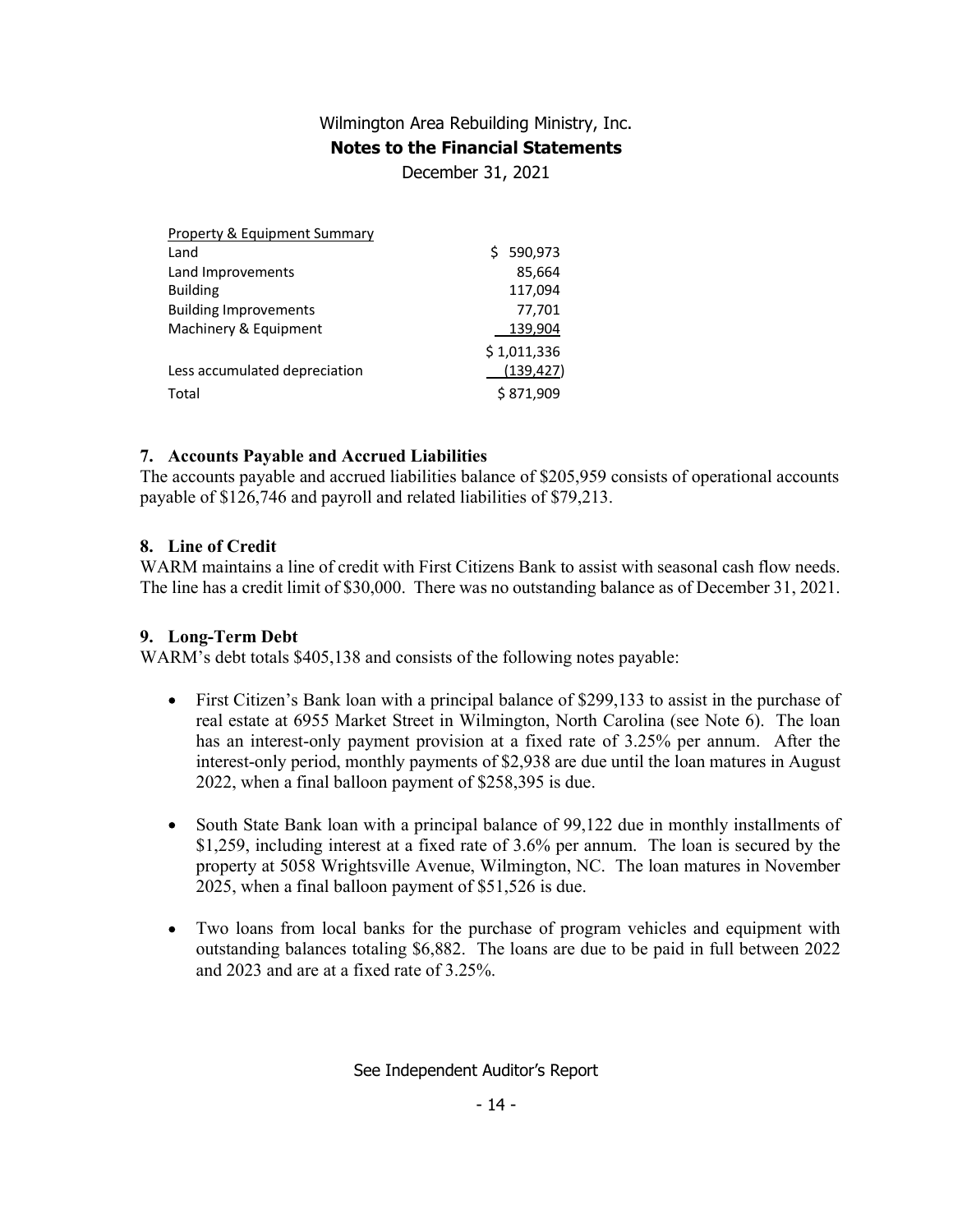Wilmington Area Rebuilding Ministry, Inc.
**Notes to the Financial Statements**
December 31, 2021

| Property & Equipment Summary | |
|---|---|
| Land | $ 590,973 |
| Land Improvements | 85,664 |
| Building | 117,094 |
| Building Improvements | 77,701 |
| Machinery & Equipment | 139,904 |
| | $ 1,011,336 |
| Less accumulated depreciation | (139,427) |
| Total | $ 871,909 |

## 7. Accounts Payable and Accrued Liabilities

The accounts payable and accrued liabilities balance of $205,959 consists of operational accounts payable of $126,746 and payroll and related liabilities of $79,213.

## 8. Line of Credit

WARM maintains a line of credit with First Citizens Bank to assist with seasonal cash flow needs. The line has a credit limit of $30,000. There was no outstanding balance as of December 31, 2021.

## 9. Long-Term Debt

WARM's debt totals $405,138 and consists of the following notes payable:

- First Citizen's Bank loan with a principal balance of $299,133 to assist in the purchase of real estate at 6955 Market Street in Wilmington, North Carolina (see Note 6). The loan has an interest-only payment provision at a fixed rate of 3.25% per annum. After the interest-only period, monthly payments of $2,938 are due until the loan matures in August 2022, when a final balloon payment of $258,395 is due.

- South State Bank loan with a principal balance of 99,122 due in monthly installments of $1,259, including interest at a fixed rate of 3.6% per annum. The loan is secured by the property at 5058 Wrightsville Avenue, Wilmington, NC. The loan matures in November 2025, when a final balloon payment of $51,526 is due.

- Two loans from local banks for the purchase of program vehicles and equipment with outstanding balances totaling $6,882. The loans are due to be paid in full between 2022 and 2023 and are at a fixed rate of 3.25%.

See Independent Auditor's Report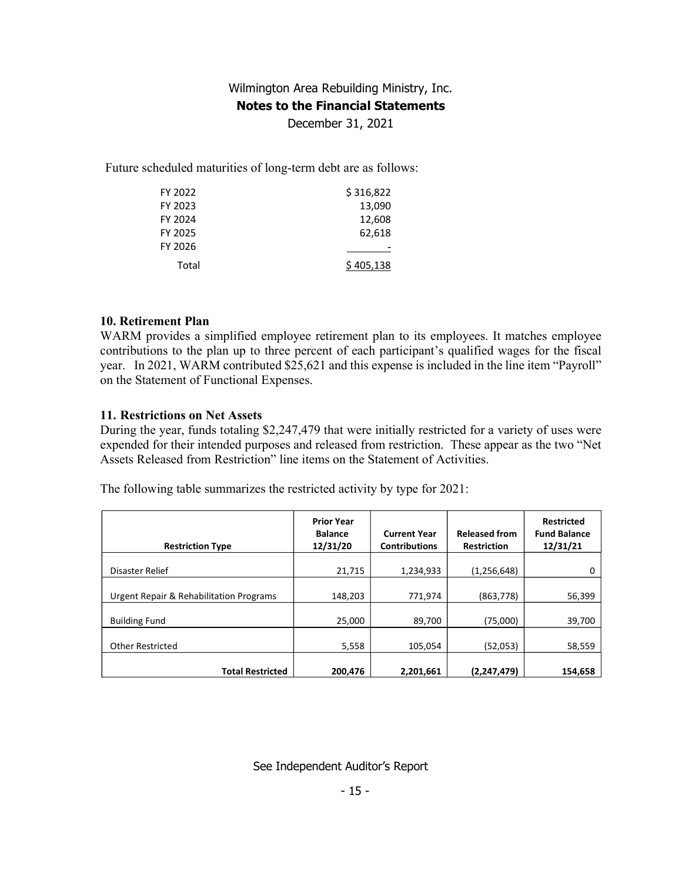Wilmington Area Rebuilding Ministry, Inc.
**Notes to the Financial Statements**
December 31, 2021

Future scheduled maturities of long-term debt are as follows:

| | |
|---|---|
| FY 2022 | $ 316,822 |
| FY 2023 | 13,090 |
| FY 2024 | 12,608 |
| FY 2025 | 62,618 |
| FY 2026 | - |
| Total | $ 405,138 |

### 10. Retirement Plan

WARM provides a simplified employee retirement plan to its employees. It matches employee contributions to the plan up to three percent of each participant's qualified wages for the fiscal year. In 2021, WARM contributed $25,621 and this expense is included in the line item "Payroll" on the Statement of Functional Expenses.

### 11. Restrictions on Net Assets

During the year, funds totaling $2,247,479 that were initially restricted for a variety of uses were expended for their intended purposes and released from restriction. These appear as the two "Net Assets Released from Restriction" line items on the Statement of Activities.

The following table summarizes the restricted activity by type for 2021:

| Restriction Type | Prior Year Balance 12/31/20 | Current Year Contributions | Released from Restriction | Restricted Fund Balance 12/31/21 |
|---|---|---|---|---|
| Disaster Relief | 21,715 | 1,234,933 | (1,256,648) | 0 |
| Urgent Repair & Rehabilitation Programs | 148,203 | 771,974 | (863,778) | 56,399 |
| Building Fund | 25,000 | 89,700 | (75,000) | 39,700 |
| Other Restricted | 5,558 | 105,054 | (52,053) | 58,559 |
| **Total Restricted** | **200,476** | **2,201,661** | **(2,247,479)** | **154,658** |

See Independent Auditor's Report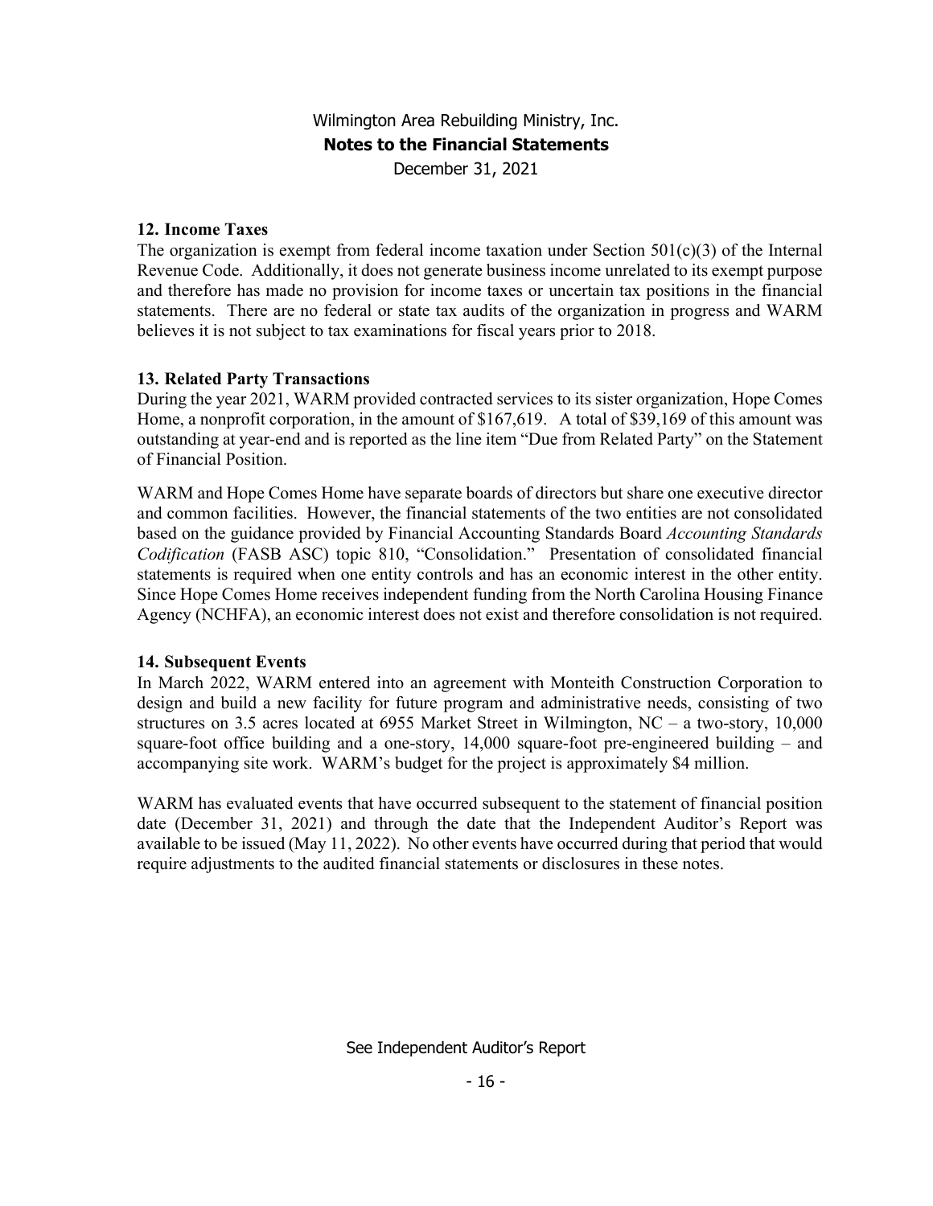Wilmington Area Rebuilding Ministry, Inc.

**Notes to the Financial Statements**

December 31, 2021

### 12. Income Taxes

The organization is exempt from federal income taxation under Section 501(c)(3) of the Internal Revenue Code. Additionally, it does not generate business income unrelated to its exempt purpose and therefore has made no provision for income taxes or uncertain tax positions in the financial statements. There are no federal or state tax audits of the organization in progress and WARM believes it is not subject to tax examinations for fiscal years prior to 2018.

### 13. Related Party Transactions

During the year 2021, WARM provided contracted services to its sister organization, Hope Comes Home, a nonprofit corporation, in the amount of $167,619. A total of $39,169 of this amount was outstanding at year-end and is reported as the line item "Due from Related Party" on the Statement of Financial Position.

WARM and Hope Comes Home have separate boards of directors but share one executive director and common facilities. However, the financial statements of the two entities are not consolidated based on the guidance provided by Financial Accounting Standards Board *Accounting Standards Codification* (FASB ASC) topic 810, "Consolidation." Presentation of consolidated financial statements is required when one entity controls and has an economic interest in the other entity. Since Hope Comes Home receives independent funding from the North Carolina Housing Finance Agency (NCHFA), an economic interest does not exist and therefore consolidation is not required.

### 14. Subsequent Events

In March 2022, WARM entered into an agreement with Monteith Construction Corporation to design and build a new facility for future program and administrative needs, consisting of two structures on 3.5 acres located at 6955 Market Street in Wilmington, NC – a two-story, 10,000 square-foot office building and a one-story, 14,000 square-foot pre-engineered building – and accompanying site work. WARM's budget for the project is approximately $4 million.

WARM has evaluated events that have occurred subsequent to the statement of financial position date (December 31, 2021) and through the date that the Independent Auditor's Report was available to be issued (May 11, 2022). No other events have occurred during that period that would require adjustments to the audited financial statements or disclosures in these notes.

See Independent Auditor's Report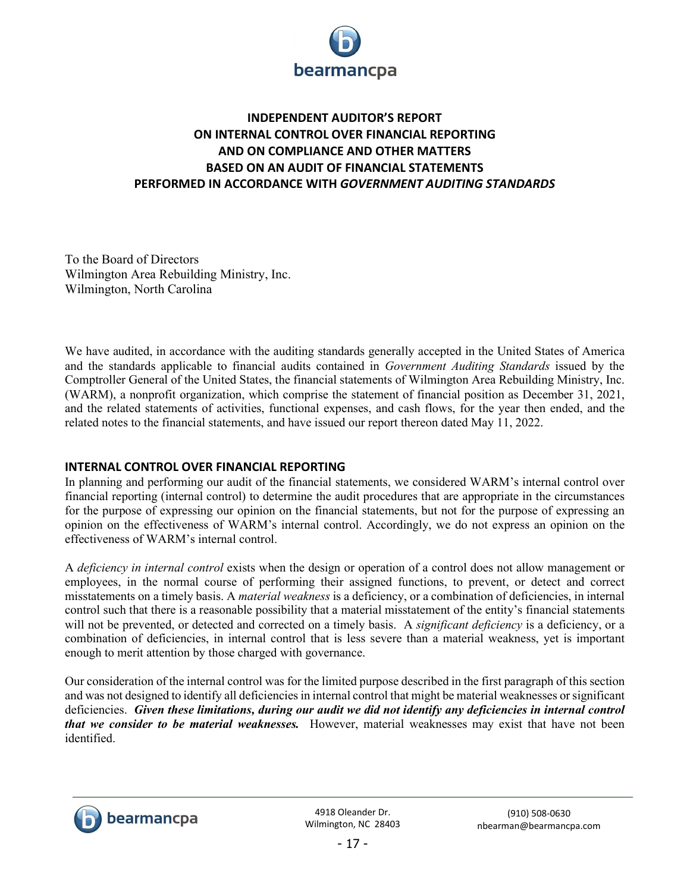# INDEPENDENT AUDITOR'S REPORT ON INTERNAL CONTROL OVER FINANCIAL REPORTING AND ON COMPLIANCE AND OTHER MATTERS BASED ON AN AUDIT OF FINANCIAL STATEMENTS PERFORMED IN ACCORDANCE WITH *GOVERNMENT AUDITING STANDARDS*

To the Board of Directors
Wilmington Area Rebuilding Ministry, Inc.
Wilmington, North Carolina

We have audited, in accordance with the auditing standards generally accepted in the United States of America and the standards applicable to financial audits contained in *Government Auditing Standards* issued by the Comptroller General of the United States, the financial statements of Wilmington Area Rebuilding Ministry, Inc. (WARM), a nonprofit organization, which comprise the statement of financial position as December 31, 2021, and the related statements of activities, functional expenses, and cash flows, for the year then ended, and the related notes to the financial statements, and have issued our report thereon dated May 11, 2022.

## INTERNAL CONTROL OVER FINANCIAL REPORTING

In planning and performing our audit of the financial statements, we considered WARM's internal control over financial reporting (internal control) to determine the audit procedures that are appropriate in the circumstances for the purpose of expressing our opinion on the financial statements, but not for the purpose of expressing an opinion on the effectiveness of WARM's internal control. Accordingly, we do not express an opinion on the effectiveness of WARM's internal control.

A *deficiency in internal control* exists when the design or operation of a control does not allow management or employees, in the normal course of performing their assigned functions, to prevent, or detect and correct misstatements on a timely basis. A *material weakness* is a deficiency, or a combination of deficiencies, in internal control such that there is a reasonable possibility that a material misstatement of the entity's financial statements will not be prevented, or detected and corrected on a timely basis. A *significant deficiency* is a deficiency, or a combination of deficiencies, in internal control that is less severe than a material weakness, yet is important enough to merit attention by those charged with governance.

Our consideration of the internal control was for the limited purpose described in the first paragraph of this section and was not designed to identify all deficiencies in internal control that might be material weaknesses or significant deficiencies. ***Given these limitations, during our audit we did not identify any deficiencies in internal control that we consider to be material weaknesses.*** However, material weaknesses may exist that have not been identified.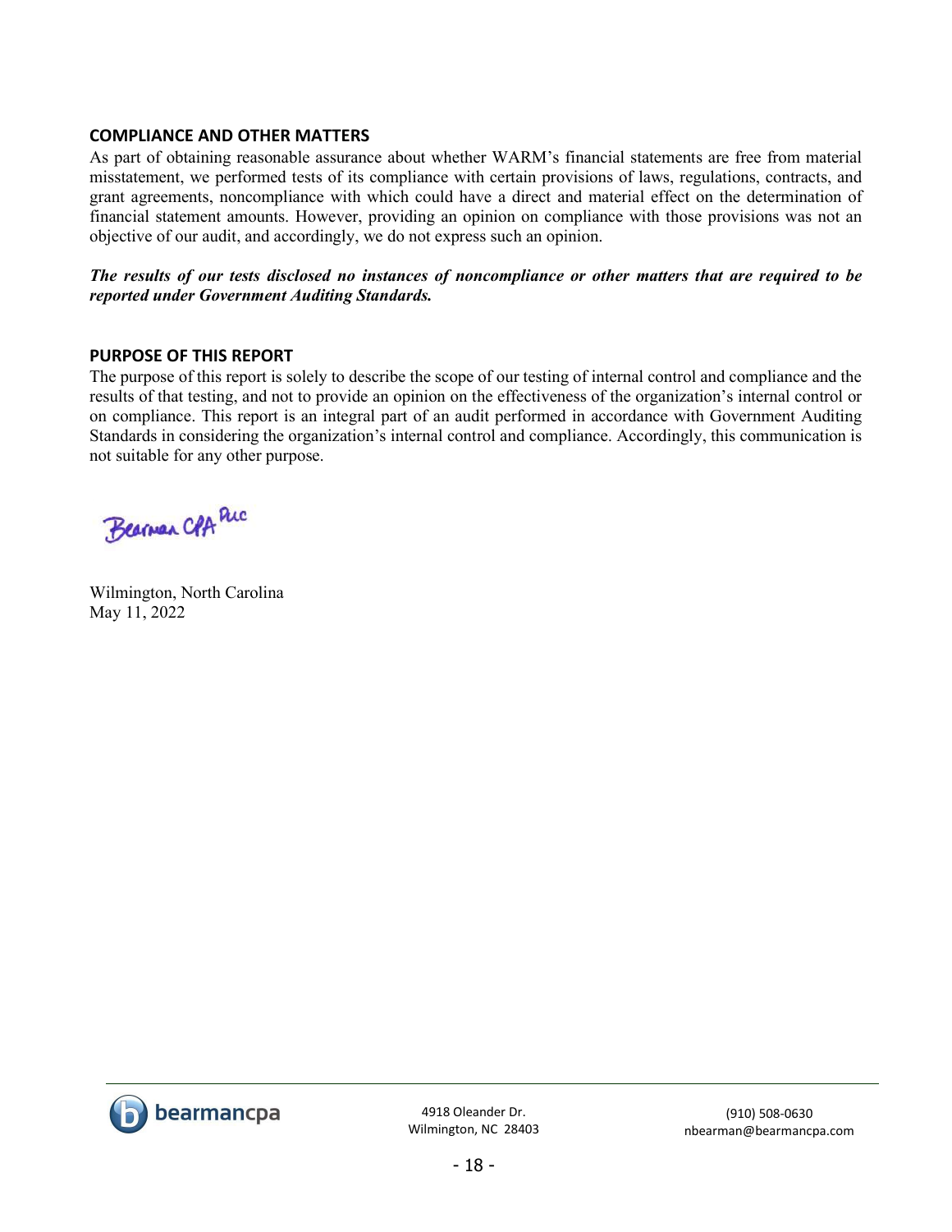## COMPLIANCE AND OTHER MATTERS

As part of obtaining reasonable assurance about whether WARM's financial statements are free from material misstatement, we performed tests of its compliance with certain provisions of laws, regulations, contracts, and grant agreements, noncompliance with which could have a direct and material effect on the determination of financial statement amounts. However, providing an opinion on compliance with those provisions was not an objective of our audit, and accordingly, we do not express such an opinion.

***The results of our tests disclosed no instances of noncompliance or other matters that are required to be reported under Government Auditing Standards.***

## PURPOSE OF THIS REPORT

The purpose of this report is solely to describe the scope of our testing of internal control and compliance and the results of that testing, and not to provide an opinion on the effectiveness of the organization's internal control or on compliance. This report is an integral part of an audit performed in accordance with Government Auditing Standards in considering the organization's internal control and compliance. Accordingly, this communication is not suitable for any other purpose.

Bearman CPA PLLC

Wilmington, North Carolina
May 11, 2022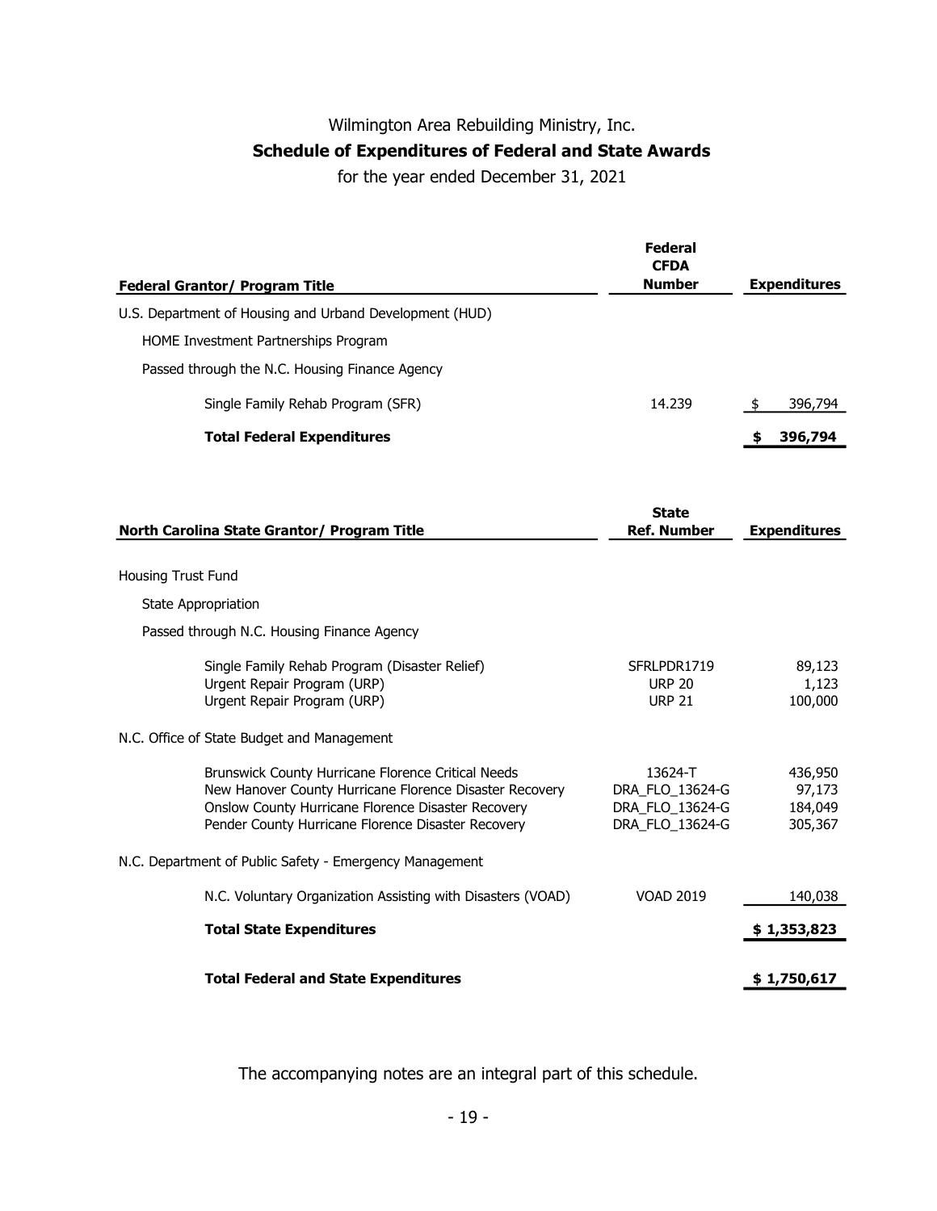# Wilmington Area Rebuilding Ministry, Inc.

## Schedule of Expenditures of Federal and State Awards

for the year ended December 31, 2021

| Federal Grantor/ Program Title | Federal CFDA Number | Expenditures |
|---|---|---|
| U.S. Department of Housing and Urband Development (HUD) | | |
| HOME Investment Partnerships Program | | |
| Passed through the N.C. Housing Finance Agency | | |
| Single Family Rehab Program (SFR) | 14.239 | $ 396,794 |
| **Total Federal Expenditures** | | **$ 396,794** |

| North Carolina State Grantor/ Program Title | State Ref. Number | Expenditures |
|---|---|---|
| Housing Trust Fund | | |
| State Appropriation | | |
| Passed through N.C. Housing Finance Agency | | |
| Single Family Rehab Program (Disaster Relief) | SFRLPDR1719 | 89,123 |
| Urgent Repair Program (URP) | URP 20 | 1,123 |
| Urgent Repair Program (URP) | URP 21 | 100,000 |
| N.C. Office of State Budget and Management | | |
| Brunswick County Hurricane Florence Critical Needs | 13624-T | 436,950 |
| New Hanover County Hurricane Florence Disaster Recovery | DRA_FLO_13624-G | 97,173 |
| Onslow County Hurricane Florence Disaster Recovery | DRA_FLO_13624-G | 184,049 |
| Pender County Hurricane Florence Disaster Recovery | DRA_FLO_13624-G | 305,367 |
| N.C. Department of Public Safety - Emergency Management | | |
| N.C. Voluntary Organization Assisting with Disasters (VOAD) | VOAD 2019 | 140,038 |
| **Total State Expenditures** | | **$ 1,353,823** |
| **Total Federal and State Expenditures** | | **$ 1,750,617** |

The accompanying notes are an integral part of this schedule.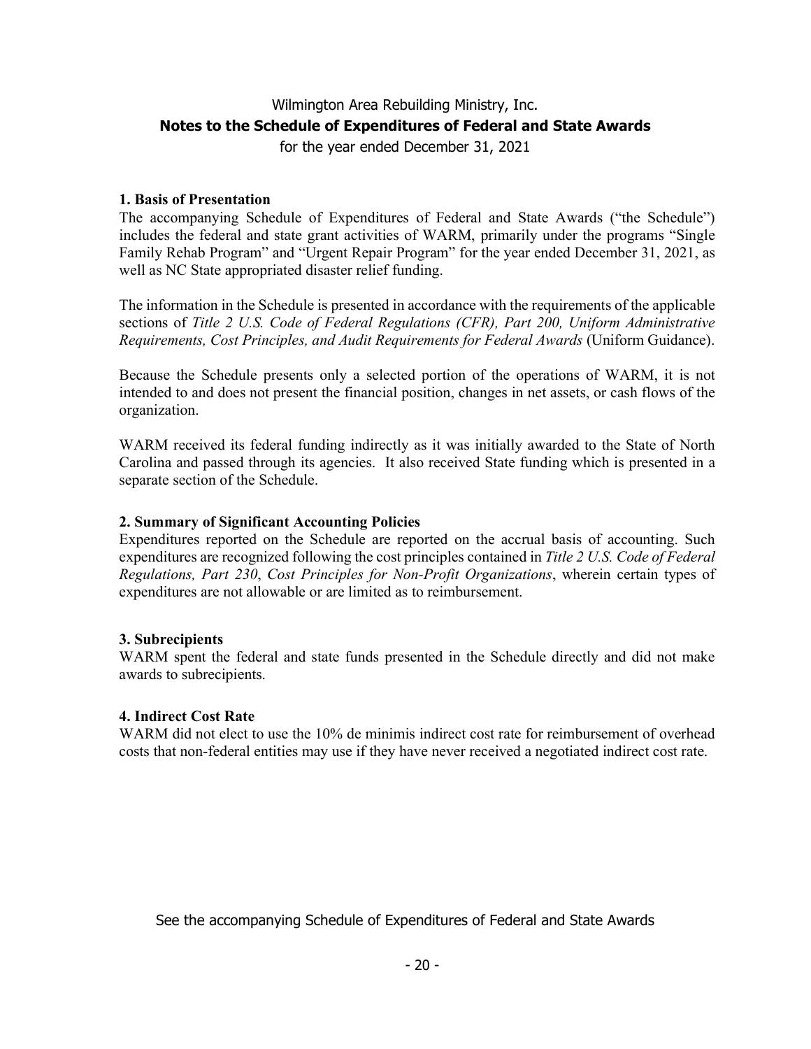# Wilmington Area Rebuilding Ministry, Inc.
## **Notes to the Schedule of Expenditures of Federal and State Awards**
for the year ended December 31, 2021

### **1. Basis of Presentation**

The accompanying Schedule of Expenditures of Federal and State Awards ("the Schedule") includes the federal and state grant activities of WARM, primarily under the programs "Single Family Rehab Program" and "Urgent Repair Program" for the year ended December 31, 2021, as well as NC State appropriated disaster relief funding.

The information in the Schedule is presented in accordance with the requirements of the applicable sections of *Title 2 U.S. Code of Federal Regulations (CFR), Part 200, Uniform Administrative Requirements, Cost Principles, and Audit Requirements for Federal Awards* (Uniform Guidance).

Because the Schedule presents only a selected portion of the operations of WARM, it is not intended to and does not present the financial position, changes in net assets, or cash flows of the organization.

WARM received its federal funding indirectly as it was initially awarded to the State of North Carolina and passed through its agencies. It also received State funding which is presented in a separate section of the Schedule.

### **2. Summary of Significant Accounting Policies**

Expenditures reported on the Schedule are reported on the accrual basis of accounting. Such expenditures are recognized following the cost principles contained in *Title 2 U.S. Code of Federal Regulations, Part 230*, *Cost Principles for Non-Profit Organizations*, wherein certain types of expenditures are not allowable or are limited as to reimbursement.

### **3. Subrecipients**

WARM spent the federal and state funds presented in the Schedule directly and did not make awards to subrecipients.

### **4. Indirect Cost Rate**

WARM did not elect to use the 10% de minimis indirect cost rate for reimbursement of overhead costs that non-federal entities may use if they have never received a negotiated indirect cost rate.

See the accompanying Schedule of Expenditures of Federal and State Awards